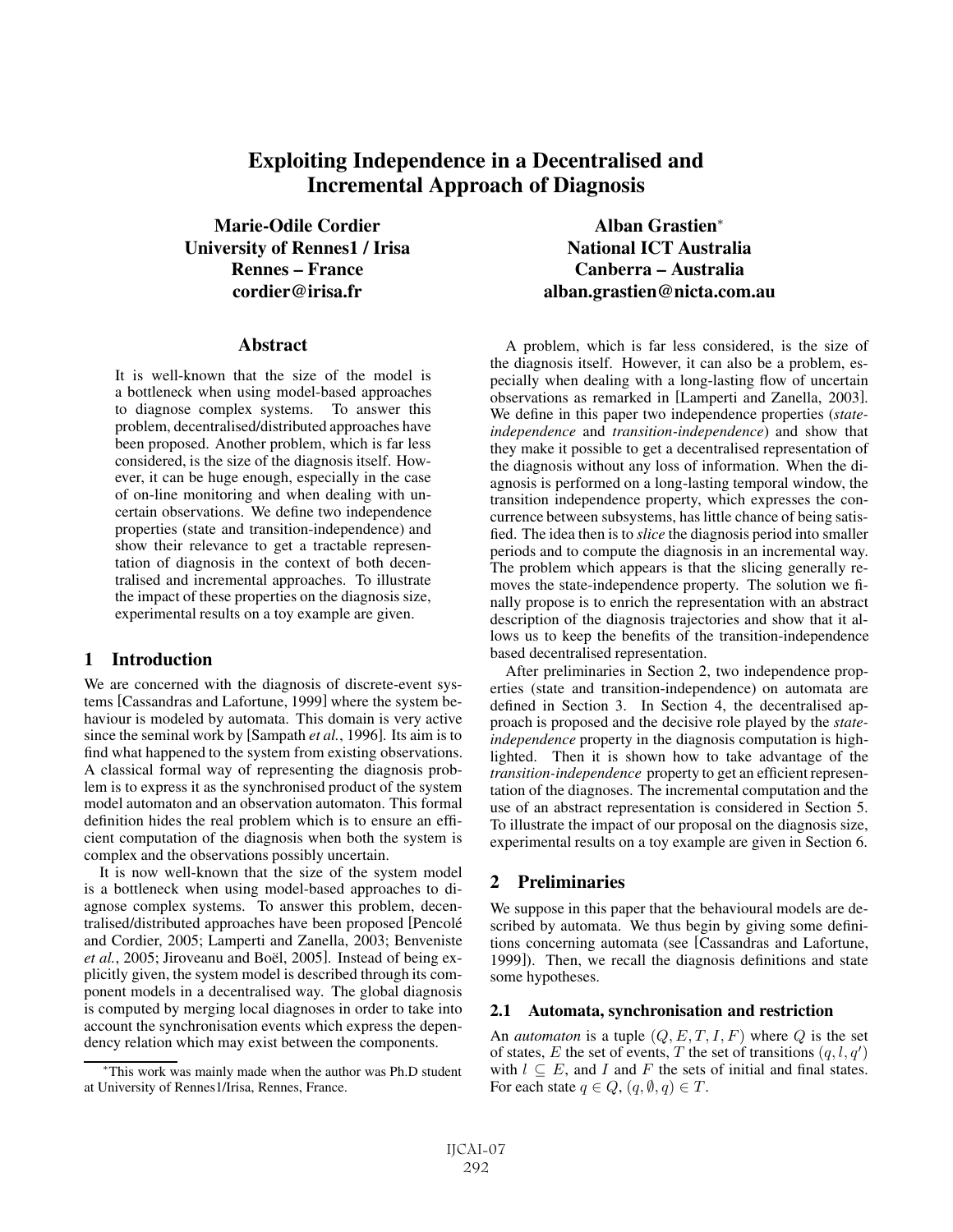# Exploiting Independence in a Decentralised and Incremental Approach of Diagnosis

**Marie-Odile Cordier**
**University of Rennes1 / Irisa**
**Rennes – France**
**cordier@irisa.fr**

**Alban Grastien***
**National ICT Australia**
**Canberra – Australia**
**alban.grastien@nicta.com.au**

## Abstract

It is well-known that the size of the model is a bottleneck when using model-based approaches to diagnose complex systems. To answer this problem, decentralised/distributed approaches have been proposed. Another problem, which is far less considered, is the size of the diagnosis itself. However, it can be huge enough, especially in the case of on-line monitoring and when dealing with uncertain observations. We define two independence properties (state and transition-independence) and show their relevance to get a tractable representation of diagnosis in the context of both decentralised and incremental approaches. To illustrate the impact of these properties on the diagnosis size, experimental results on a toy example are given.

## 1 Introduction

We are concerned with the diagnosis of discrete-event systems [Cassandras and Lafortune, 1999] where the system behaviour is modeled by automata. This domain is very active since the seminal work by [Sampath *et al.*, 1996]. Its aim is to find what happened to the system from existing observations. A classical formal way of representing the diagnosis problem is to express it as the synchronised product of the system model automaton and an observation automaton. This formal definition hides the real problem which is to ensure an efficient computation of the diagnosis when both the system is complex and the observations possibly uncertain.

It is now well-known that the size of the system model is a bottleneck when using model-based approaches to diagnose complex systems. To answer this problem, decentralised/distributed approaches have been proposed [Pencolé and Cordier, 2005; Lamperti and Zanella, 2003; Benveniste *et al.*, 2005; Jiroveanu and Boël, 2005]. Instead of being explicitly given, the system model is described through its component models in a decentralised way. The global diagnosis is computed by merging local diagnoses in order to take into account the synchronisation events which express the dependency relation which may exist between the components.

A problem, which is far less considered, is the size of the diagnosis itself. However, it can also be a problem, especially when dealing with a long-lasting flow of uncertain observations as remarked in [Lamperti and Zanella, 2003]. We define in this paper two independence properties (*state-independence* and *transition-independence*) and show that they make it possible to get a decentralised representation of the diagnosis without any loss of information. When the diagnosis is performed on a long-lasting temporal window, the transition independence property, which expresses the concurrence between subsystems, has little chance of being satisfied. The idea then is to *slice* the diagnosis period into smaller periods and to compute the diagnosis in an incremental way. The problem which appears is that the slicing generally removes the state-independence property. The solution we finally propose is to enrich the representation with an abstract description of the diagnosis trajectories and show that it allows us to keep the benefits of the transition-independence based decentralised representation.

After preliminaries in Section 2, two independence properties (state and transition-independence) on automata are defined in Section 3. In Section 4, the decentralised approach is proposed and the decisive role played by the *state-independence* property in the diagnosis computation is highlighted. Then it is shown how to take advantage of the *transition-independence* property to get an efficient representation of the diagnoses. The incremental computation and the use of an abstract representation is considered in Section 5. To illustrate the impact of our proposal on the diagnosis size, experimental results on a toy example are given in Section 6.

## 2 Preliminaries

We suppose in this paper that the behavioural models are described by automata. We thus begin by giving some definitions concerning automata (see [Cassandras and Lafortune, 1999]). Then, we recall the diagnosis definitions and state some hypotheses.

### 2.1 Automata, synchronisation and restriction

An *automaton* is a tuple $(Q, E, T, I, F)$ where $Q$ is the set of states, $E$ the set of events, $T$ the set of transitions $(q, l, q')$ with $l \subseteq E$, and $I$ and $F$ the sets of initial and final states. For each state $q \in Q$, $(q, \emptyset, q) \in T$.

*This work was mainly made when the author was Ph.D student at University of Rennes1/Irisa, Rennes, France.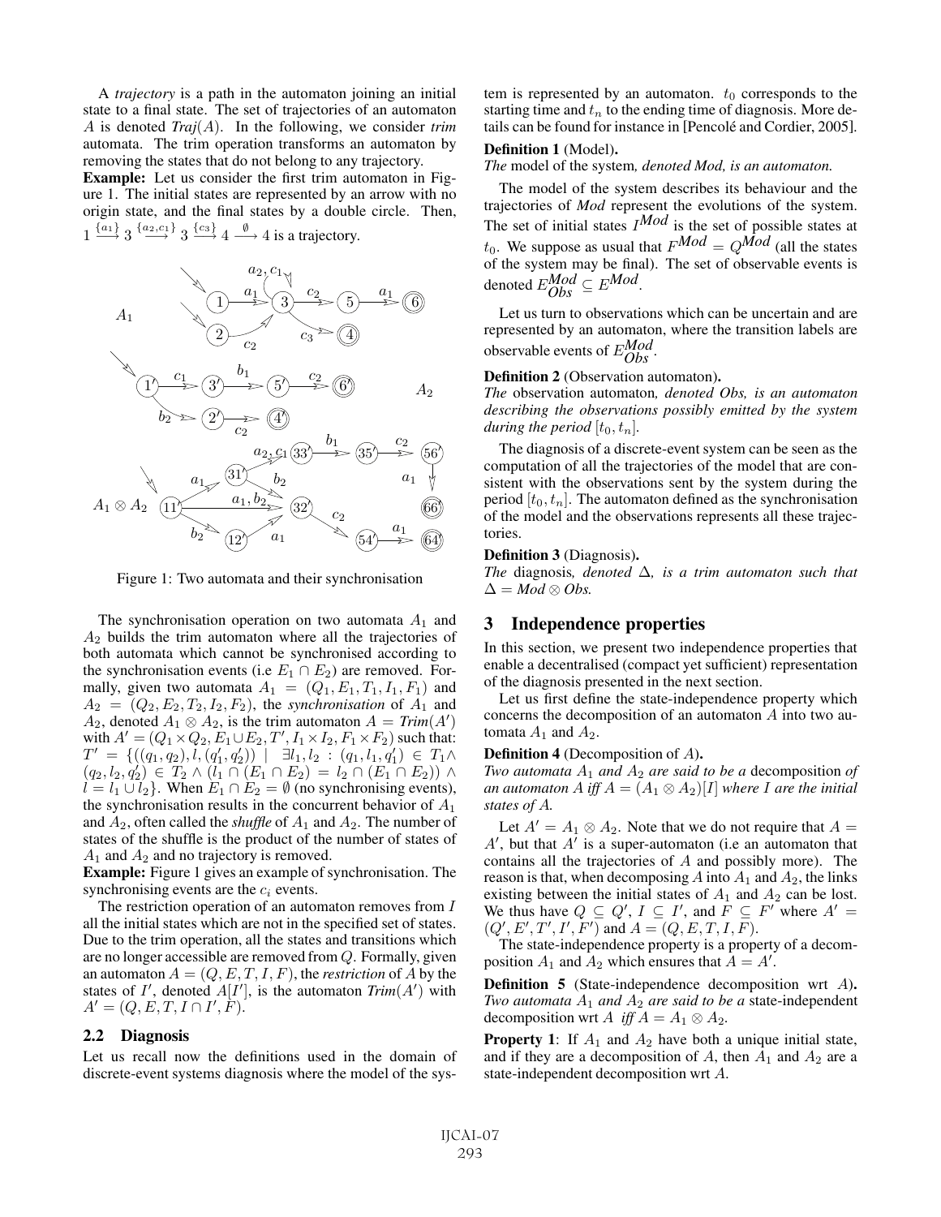A *trajectory* is a path in the automaton joining an initial state to a final state. The set of trajectories of an automaton $A$ is denoted *Traj*($A$). In the following, we consider *trim* automata. The trim operation transforms an automaton by removing the states that do not belong to any trajectory.

**Example:** Let us consider the first trim automaton in Figure 1. The initial states are represented by an arrow with no origin state, and the final states by a double circle. Then, $1 \xrightarrow{\{a_1\}} 3 \xrightarrow{\{a_2,c_1\}} 3 \xrightarrow{\{c_3\}} 4 \xrightarrow{\emptyset} 4$ is a trajectory.

Figure 1: Two automata and their synchronisation

The synchronisation operation on two automata $A_1$ and $A_2$ builds the trim automaton where all the trajectories of both automata which cannot be synchronised according to the synchronisation events (i.e $E_1 \cap E_2$) are removed. Formally, given two automata $A_1 = (Q_1, E_1, T_1, I_1, F_1)$ and $A_2 = (Q_2, E_2, T_2, I_2, F_2)$, the *synchronisation* of $A_1$ and $A_2$, denoted $A_1 \otimes A_2$, is the trim automaton $A = Trim(A')$ with $A' = (Q_1 \times Q_2, E_1 \cup E_2, T', I_1 \times I_2, F_1 \times F_2)$ such that: $T' = \{((q_1, q_2), l, (q'_1, q'_2)) \mid \exists l_1, l_2 : (q_1, l_1, q'_1) \in T_1 \wedge (q_2, l_2, q'_2) \in T_2 \wedge (l_1 \cap (E_1 \cap E_2) = l_2 \cap (E_1 \cap E_2)) \wedge l = l_1 \cup l_2\}$. When $E_1 \cap E_2 = \emptyset$ (no synchronising events), the synchronisation results in the concurrent behavior of $A_1$ and $A_2$, often called the *shuffle* of $A_1$ and $A_2$. The number of states of the shuffle is the product of the number of states of $A_1$ and $A_2$ and no trajectory is removed.

**Example:** Figure 1 gives an example of synchronisation. The synchronising events are the $c_i$ events.

The restriction operation of an automaton removes from $I$ all the initial states which are not in the specified set of states. Due to the trim operation, all the states and transitions which are no longer accessible are removed from $Q$. Formally, given an automaton $A = (Q, E, T, I, F)$, the *restriction* of $A$ by the states of $I'$, denoted $A[I']$, is the automaton *Trim*($A'$) with $A' = (Q, E, T, I \cap I', F)$.

### 2.2 Diagnosis

Let us recall now the definitions used in the domain of discrete-event systems diagnosis where the model of the system is represented by an automaton. $t_0$ corresponds to the starting time and $t_n$ to the ending time of diagnosis. More details can be found for instance in [Pencolé and Cordier, 2005].

**Definition 1** (Model)**.**
*The* model of the system*, denoted Mod, is an automaton.*

The model of the system describes its behaviour and the trajectories of *Mod* represent the evolutions of the system. The set of initial states $I^{Mod}$ is the set of possible states at $t_0$. We suppose as usual that $F^{Mod} = Q^{Mod}$ (all the states of the system may be final). The set of observable events is denoted $E^{Mod}_{Obs} \subseteq E^{Mod}$.

Let us turn to observations which can be uncertain and are represented by an automaton, where the transition labels are observable events of $E^{Mod}_{Obs}$.

**Definition 2** (Observation automaton)**.**
*The* observation automaton*, denoted Obs, is an automaton describing the observations possibly emitted by the system during the period* $[t_0, t_n]$*.*

The diagnosis of a discrete-event system can be seen as the computation of all the trajectories of the model that are consistent with the observations sent by the system during the period $[t_0, t_n]$. The automaton defined as the synchronisation of the model and the observations represents all these trajectories.

**Definition 3** (Diagnosis)**.**
*The* diagnosis*, denoted* $\Delta$*, is a trim automaton such that* $\Delta = Mod \otimes Obs$*.*

## 3 Independence properties

In this section, we present two independence properties that enable a decentralised (compact yet sufficient) representation of the diagnosis presented in the next section.

Let us first define the state-independence property which concerns the decomposition of an automaton $A$ into two automata $A_1$ and $A_2$.

**Definition 4** (Decomposition of $A$)**.**
*Two automata* $A_1$ *and* $A_2$ *are said to be a* decomposition *of an automaton* $A$ *iff* $A = (A_1 \otimes A_2)[I]$ *where* $I$ *are the initial states of* $A$*.*

Let $A' = A_1 \otimes A_2$. Note that we do not require that $A = A'$, but that $A'$ is a super-automaton (i.e an automaton that contains all the trajectories of $A$ and possibly more). The reason is that, when decomposing $A$ into $A_1$ and $A_2$, the links existing between the initial states of $A_1$ and $A_2$ can be lost. We thus have $Q \subseteq Q'$, $I \subseteq I'$, and $F \subseteq F'$ where $A' = (Q', E', T', I', F')$ and $A = (Q, E, T, I, F)$.

The state-independence property is a property of a decomposition $A_1$ and $A_2$ which ensures that $A = A'$.

**Definition 5** (State-independence decomposition wrt $A$)**.**
*Two automata* $A_1$ *and* $A_2$ *are said to be a* state-independent decomposition wrt $A$ *iff* $A = A_1 \otimes A_2$*.*

**Property 1**: If $A_1$ and $A_2$ have both a unique initial state, and if they are a decomposition of $A$, then $A_1$ and $A_2$ are a state-independent decomposition wrt $A$.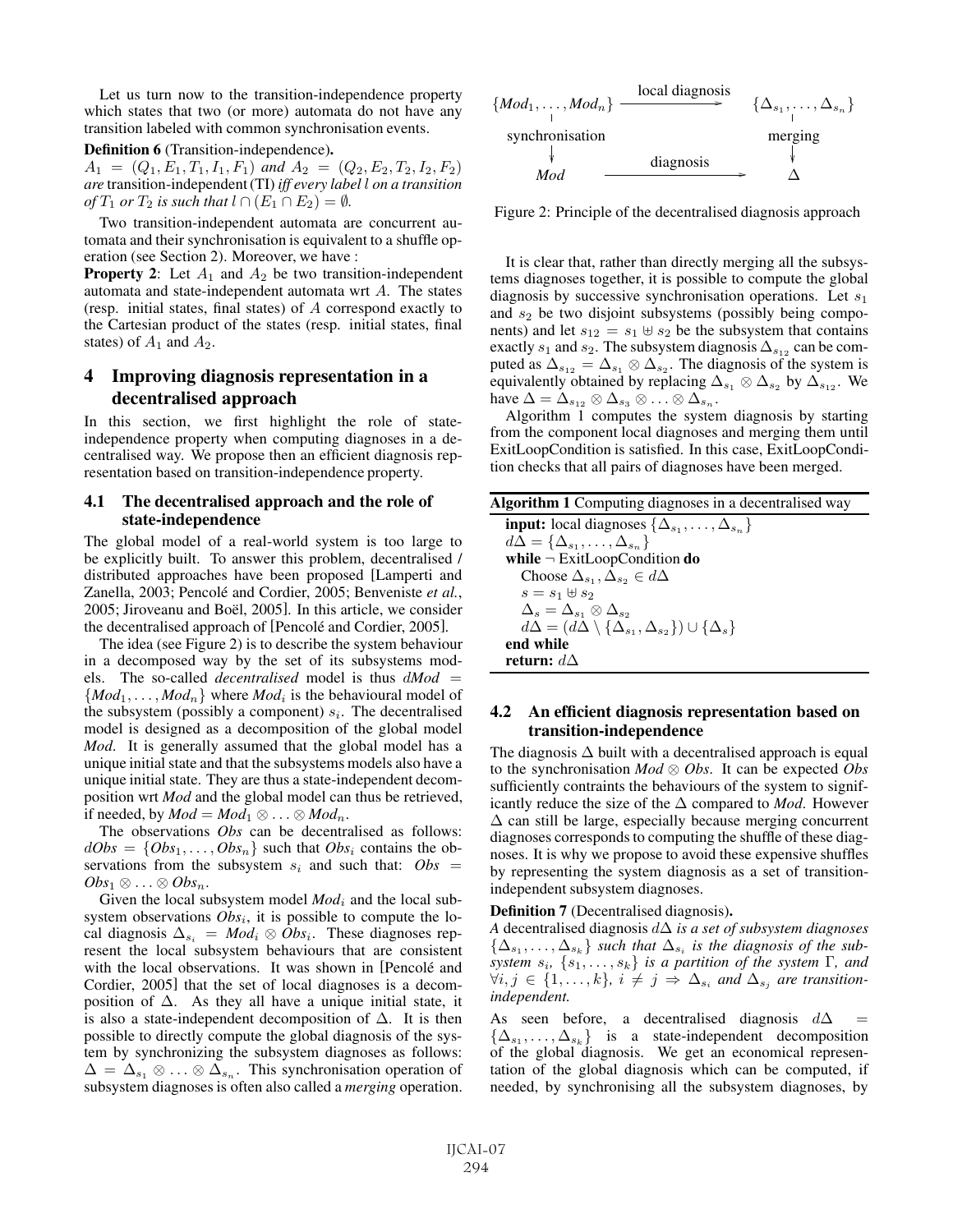Let us turn now to the transition-independence property which states that two (or more) automata do not have any transition labeled with common synchronisation events.

**Definition 6** (Transition-independence)**.**
*$A_1 = (Q_1, E_1, T_1, I_1, F_1)$ and $A_2 = (Q_2, E_2, T_2, I_2, F_2)$ are* transition-independent (TI) *iff every label $l$ on a transition of $T_1$ or $T_2$ is such that $l \cap (E_1 \cap E_2) = \emptyset$.*

Two transition-independent automata are concurrent automata and their synchronisation is equivalent to a shuffle operation (see Section 2). Moreover, we have :

**Property 2**: Let $A_1$ and $A_2$ be two transition-independent automata and state-independent automata wrt $A$. The states (resp. initial states, final states) of $A$ correspond exactly to the Cartesian product of the states (resp. initial states, final states) of $A_1$ and $A_2$.

## 4 Improving diagnosis representation in a decentralised approach

In this section, we first highlight the role of state-independence property when computing diagnoses in a decentralised way. We propose then an efficient diagnosis representation based on transition-independence property.

### 4.1 The decentralised approach and the role of state-independence

The global model of a real-world system is too large to be explicitly built. To answer this problem, decentralised / distributed approaches have been proposed [Lamperti and Zanella, 2003; Pencolé and Cordier, 2005; Benveniste *et al.*, 2005; Jiroveanu and Boël, 2005]. In this article, we consider the decentralised approach of [Pencolé and Cordier, 2005].

The idea (see Figure 2) is to describe the system behaviour in a decomposed way by the set of its subsystems models. The so-called *decentralised* model is thus $dMod = \{Mod_1, \ldots, Mod_n\}$ where $Mod_i$ is the behavioural model of the subsystem (possibly a component) $s_i$. The decentralised model is designed as a decomposition of the global model *Mod*. It is generally assumed that the global model has a unique initial state and that the subsystems models also have a unique initial state. They are thus a state-independent decomposition wrt *Mod* and the global model can thus be retrieved, if needed, by $Mod = Mod_1 \otimes \ldots \otimes Mod_n$.

The observations *Obs* can be decentralised as follows: $dObs = \{Obs_1, \ldots, Obs_n\}$ such that $Obs_i$ contains the observations from the subsystem $s_i$ and such that: $Obs = Obs_1 \otimes \ldots \otimes Obs_n$.

Given the local subsystem model $Mod_i$ and the local subsystem observations $Obs_i$, it is possible to compute the local diagnosis $\Delta_{s_i} = Mod_i \otimes Obs_i$. These diagnoses represent the local subsystem behaviours that are consistent with the local observations. It was shown in [Pencolé and Cordier, 2005] that the set of local diagnoses is a decomposition of $\Delta$. As they all have a unique initial state, it is also a state-independent decomposition of $\Delta$. It is then possible to directly compute the global diagnosis of the system by synchronizing the subsystem diagnoses as follows: $\Delta = \Delta_{s_1} \otimes \ldots \otimes \Delta_{s_n}$. This synchronisation operation of subsystem diagnoses is often also called a *merging* operation.

$$
\begin{array}{ccc}
\{Mod_1, \ldots, Mod_n\} & \xrightarrow{\text{local diagnosis}} & \{\Delta_{s_1}, \ldots, \Delta_{s_n}\} \\
\downarrow \text{synchronisation} & & \downarrow \text{merging} \\
Mod & \xrightarrow{\text{diagnosis}} & \Delta
\end{array}
$$

Figure 2: Principle of the decentralised diagnosis approach

It is clear that, rather than directly merging all the subsystems diagnoses together, it is possible to compute the global diagnosis by successive synchronisation operations. Let $s_1$ and $s_2$ be two disjoint subsystems (possibly being components) and let $s_{12} = s_1 \uplus s_2$ be the subsystem that contains exactly $s_1$ and $s_2$. The subsystem diagnosis $\Delta_{s_{12}}$ can be computed as $\Delta_{s_{12}} = \Delta_{s_1} \otimes \Delta_{s_2}$. The diagnosis of the system is equivalently obtained by replacing $\Delta_{s_1} \otimes \Delta_{s_2}$ by $\Delta_{s_{12}}$. We have $\Delta = \Delta_{s_{12}} \otimes \Delta_{s_3} \otimes \ldots \otimes \Delta_{s_n}$.

Algorithm 1 computes the system diagnosis by starting from the component local diagnoses and merging them until ExitLoopCondition is satisfied. In this case, ExitLoopCondition checks that all pairs of diagnoses have been merged.

**Algorithm 1** Computing diagnoses in a decentralised way

```
input: local diagnoses {Δ_{s_1}, ..., Δ_{s_n}}
dΔ = {Δ_{s_1}, ..., Δ_{s_n}}
while ¬ ExitLoopCondition do
    Choose Δ_{s_1}, Δ_{s_2} ∈ dΔ
    s = s_1 ⊎ s_2
    Δ_s = Δ_{s_1} ⊗ Δ_{s_2}
    dΔ = (dΔ \ {Δ_{s_1}, Δ_{s_2}}) ∪ {Δ_s}
end while
return: dΔ
```

### 4.2 An efficient diagnosis representation based on transition-independence

The diagnosis $\Delta$ built with a decentralised approach is equal to the synchronisation $Mod \otimes Obs$. It can be expected *Obs* sufficiently contraints the behaviours of the system to significantly reduce the size of the $\Delta$ compared to *Mod*. However $\Delta$ can still be large, especially because merging concurrent diagnoses corresponds to computing the shuffle of these diagnoses. It is why we propose to avoid these expensive shuffles by representing the system diagnosis as a set of transition-independent subsystem diagnoses.

**Definition 7** (Decentralised diagnosis)**.**
*A* decentralised diagnosis *$d\Delta$ is a set of subsystem diagnoses $\{\Delta_{s_1}, \ldots, \Delta_{s_k}\}$ such that $\Delta_{s_i}$ is the diagnosis of the subsystem $s_i$, $\{s_1, \ldots, s_k\}$ is a partition of the system $\Gamma$, and $\forall i, j \in \{1, \ldots, k\}$, $i \neq j \Rightarrow \Delta_{s_i}$ and $\Delta_{s_j}$ are transition-independent.*

As seen before, a decentralised diagnosis $d\Delta = \{\Delta_{s_1}, \ldots, \Delta_{s_k}\}$ is a state-independent decomposition of the global diagnosis. We get an economical representation of the global diagnosis which can be computed, if needed, by synchronising all the subsystem diagnoses, by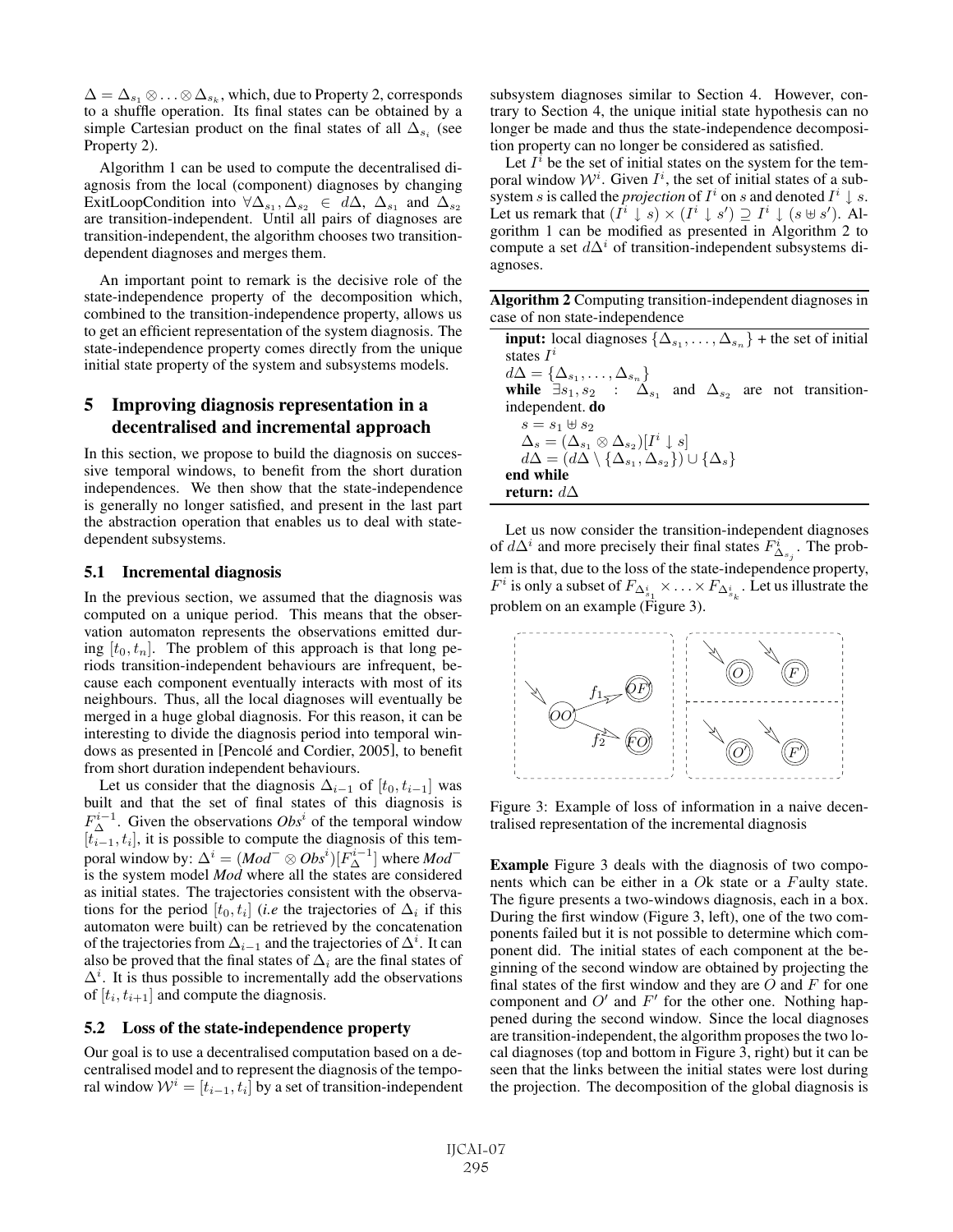$\Delta = \Delta_{s_1} \otimes \ldots \otimes \Delta_{s_k}$, which, due to Property 2, corresponds to a shuffle operation. Its final states can be obtained by a simple Cartesian product on the final states of all $\Delta_{s_i}$ (see Property 2).

Algorithm 1 can be used to compute the decentralised diagnosis from the local (component) diagnoses by changing ExitLoopCondition into $\forall \Delta_{s_1}, \Delta_{s_2} \in d\Delta$, $\Delta_{s_1}$ and $\Delta_{s_2}$ are transition-independent. Until all pairs of diagnoses are transition-independent, the algorithm chooses two transition-dependent diagnoses and merges them.

An important point to remark is the decisive role of the state-independence property of the decomposition which, combined to the transition-independence property, allows us to get an efficient representation of the system diagnosis. The state-independence property comes directly from the unique initial state property of the system and subsystems models.

## 5 Improving diagnosis representation in a decentralised and incremental approach

In this section, we propose to build the diagnosis on successive temporal windows, to benefit from the short duration independences. We then show that the state-independence is generally no longer satisfied, and present in the last part the abstraction operation that enables us to deal with state-dependent subsystems.

### 5.1 Incremental diagnosis

In the previous section, we assumed that the diagnosis was computed on a unique period. This means that the observation automaton represents the observations emitted during $[t_0, t_n]$. The problem of this approach is that long periods transition-independent behaviours are infrequent, because each component eventually interacts with most of its neighbours. Thus, all the local diagnoses will eventually be merged in a huge global diagnosis. For this reason, it can be interesting to divide the diagnosis period into temporal windows as presented in [Pencolé and Cordier, 2005], to benefit from short duration independent behaviours.

Let us consider that the diagnosis $\Delta_{i-1}$ of $[t_0, t_{i-1}]$ was built and that the set of final states of this diagnosis is $F_{\Delta}^{i-1}$. Given the observations $Obs^i$ of the temporal window $[t_{i-1}, t_i]$, it is possible to compute the diagnosis of this temporal window by: $\Delta^i = (Mod^- \otimes Obs^i)[F_{\Delta}^{i-1}]$ where $Mod^-$ is the system model *Mod* where all the states are considered as initial states. The trajectories consistent with the observations for the period $[t_0, t_i]$ (*i.e* the trajectories of $\Delta_i$ if this automaton were built) can be retrieved by the concatenation of the trajectories from $\Delta_{i-1}$ and the trajectories of $\Delta^i$. It can also be proved that the final states of $\Delta_i$ are the final states of $\Delta^i$. It is thus possible to incrementally add the observations of $[t_i, t_{i+1}]$ and compute the diagnosis.

### 5.2 Loss of the state-independence property

Our goal is to use a decentralised computation based on a decentralised model and to represent the diagnosis of the temporal window $\mathcal{W}^i = [t_{i-1}, t_i]$ by a set of transition-independent subsystem diagnoses similar to Section 4. However, contrary to Section 4, the unique initial state hypothesis can no longer be made and thus the state-independence decomposition property can no longer be considered as satisfied.

Let $I^i$ be the set of initial states on the system for the temporal window $\mathcal{W}^i$. Given $I^i$, the set of initial states of a subsystem $s$ is called the *projection* of $I^i$ on $s$ and denoted $I^i \downarrow s$. Let us remark that $(I^i \downarrow s) \times (I^i \downarrow s') \supseteq I^i \downarrow (s \uplus s')$. Algorithm 1 can be modified as presented in Algorithm 2 to compute a set $d\Delta^i$ of transition-independent subsystems diagnoses.

**Algorithm 2** Computing transition-independent diagnoses in case of non state-independence

**input:** local diagnoses $\{\Delta_{s_1}, \ldots, \Delta_{s_n}\}$ + the set of initial states $I^i$
$d\Delta = \{\Delta_{s_1}, \ldots, \Delta_{s_n}\}$
**while** $\exists s_1, s_2$ : $\Delta_{s_1}$ and $\Delta_{s_2}$ are not transition-independent. **do**
  $s = s_1 \uplus s_2$
  $\Delta_s = (\Delta_{s_1} \otimes \Delta_{s_2})[I^i \downarrow s]$
  $d\Delta = (d\Delta \setminus \{\Delta_{s_1}, \Delta_{s_2}\}) \cup \{\Delta_s\}$
**end while**
**return:** $d\Delta$

Let us now consider the transition-independent diagnoses of $d\Delta^i$ and more precisely their final states $F^i_{\Delta_{s_j}}$. The problem is that, due to the loss of the state-independence property, $F^i$ is only a subset of $F_{\Delta^i_{s_1}} \times \ldots \times F_{\Delta^i_{s_k}}$. Let us illustrate the problem on an example (Figure 3).

Figure 3: Example of loss of information in a naive decentralised representation of the incremental diagnosis

**Example** Figure 3 deals with the diagnosis of two components which can be either in a $O$k state or a $F$aulty state. The figure presents a two-windows diagnosis, each in a box. During the first window (Figure 3, left), one of the two components failed but it is not possible to determine which component did. The initial states of each component at the beginning of the second window are obtained by projecting the final states of the first window and they are $O$ and $F$ for one component and $O'$ and $F'$ for the other one. Nothing happened during the second window. Since the local diagnoses are transition-independent, the algorithm proposes the two local diagnoses (top and bottom in Figure 3, right) but it can be seen that the links between the initial states were lost during the projection. The decomposition of the global diagnosis is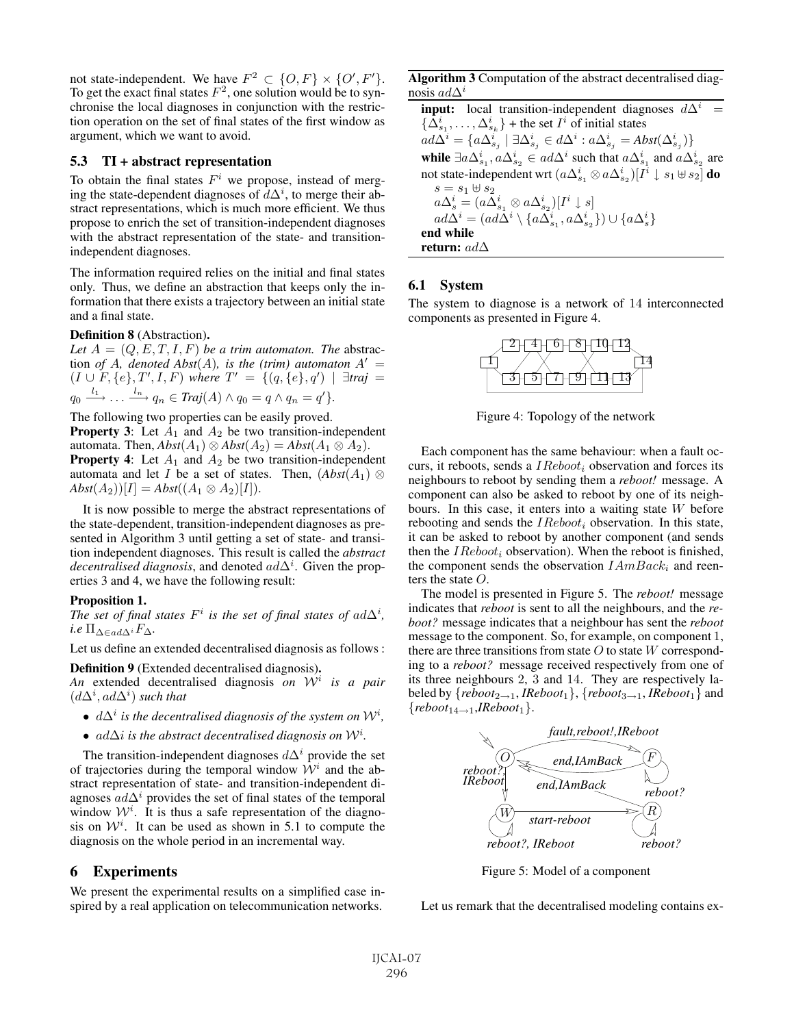not state-independent. We have $F^2 \subset \{O, F\} \times \{O', F'\}$. To get the exact final states $F^2$, one solution would be to synchronise the local diagnoses in conjunction with the restriction operation on the set of final states of the first window as argument, which we want to avoid.

### 5.3 TI + abstract representation

To obtain the final states $F^i$ we propose, instead of merging the state-dependent diagnoses of $d\Delta^i$, to merge their abstract representations, which is much more efficient. We thus propose to enrich the set of transition-independent diagnoses with the abstract representation of the state- and transition-independent diagnoses.

The information required relies on the initial and final states only. Thus, we define an abstraction that keeps only the information that there exists a trajectory between an initial state and a final state.

**Definition 8** (Abstraction)**.**
*Let $A = (Q, E, T, I, F)$ be a trim automaton. The* abstraction *of $A$, denoted $Abst(A)$, is the (trim) automaton $A' = (I \cup F, \{e\}, T', I, F)$ where $T' = \{(q, \{e\}, q') \mid \exists traj = q_0 \xrightarrow{l_1} \dots \xrightarrow{l_n} q_n \in Traj(A) \wedge q_0 = q \wedge q_n = q'\}$.*

The following two properties can be easily proved.

**Property 3**: Let $A_1$ and $A_2$ be two transition-independent automata. Then, $Abst(A_1) \otimes Abst(A_2) = Abst(A_1 \otimes A_2)$.

**Property 4**: Let $A_1$ and $A_2$ be two transition-independent automata and let $I$ be a set of states. Then, $(Abst(A_1) \otimes Abst(A_2))[I] = Abst((A_1 \otimes A_2)[I])$.

It is now possible to merge the abstract representations of the state-dependent, transition-independent diagnoses as presented in Algorithm 3 until getting a set of state- and transition independent diagnoses. This result is called the *abstract decentralised diagnosis*, and denoted $ad\Delta^i$. Given the properties 3 and 4, we have the following result:

**Proposition 1.**
*The set of final states $F^i$ is the set of final states of $ad\Delta^i$, i.e $\Pi_{\Delta \in ad\Delta^i} F_\Delta$.*

Let us define an extended decentralised diagnosis as follows :

**Definition 9** (Extended decentralised diagnosis)**.**
*An* extended decentralised diagnosis *on $\mathcal{W}^i$ is a pair $(d\Delta^i, ad\Delta^i)$ such that*

- *$d\Delta^i$ is the decentralised diagnosis of the system on $\mathcal{W}^i$,*
- *$ad\Delta i$ is the abstract decentralised diagnosis on $\mathcal{W}^i$.*

The transition-independent diagnoses $d\Delta^i$ provide the set of trajectories during the temporal window $\mathcal{W}^i$ and the abstract representation of state- and transition-independent diagnoses $ad\Delta^i$ provides the set of final states of the temporal window $\mathcal{W}^i$. It is thus a safe representation of the diagnosis on $\mathcal{W}^i$. It can be used as shown in 5.1 to compute the diagnosis on the whole period in an incremental way.

**Algorithm 3** Computation of the abstract decentralised diagnosis $ad\Delta^i$

**input:** local transition-independent diagnoses $d\Delta^i = \{\Delta^i_{s_1}, \dots, \Delta^i_{s_k}\}$ + the set $I^i$ of initial states
$ad\Delta^i = \{a\Delta^i_{s_j} \mid \exists \Delta^i_{s_j} \in d\Delta^i : a\Delta^i_{s_j} = Abst(\Delta^i_{s_j})\}$
**while** $\exists a\Delta^i_{s_1}, a\Delta^i_{s_2} \in ad\Delta^i$ such that $a\Delta^i_{s_1}$ and $a\Delta^i_{s_2}$ are not state-independent wrt $(a\Delta^i_{s_1} \otimes a\Delta^i_{s_2})[I^i \downarrow s_1 \uplus s_2]$ **do**
 $s = s_1 \uplus s_2$
 $a\Delta^i_s = (a\Delta^i_{s_1} \otimes a\Delta^i_{s_2})[I^i \downarrow s]$
 $ad\Delta^i = (ad\Delta^i \setminus \{a\Delta^i_{s_1}, a\Delta^i_{s_2}\}) \cup \{a\Delta^i_s\}$
**end while**
**return:** $ad\Delta$

## 6 Experiments

We present the experimental results on a simplified case inspired by a real application on telecommunication networks.

### 6.1 System

The system to diagnose is a network of 14 interconnected components as presented in Figure 4.

Figure 4: Topology of the network

Each component has the same behaviour: when a fault occurs, it reboots, sends a $IReboot_i$ observation and forces its neighbours to reboot by sending them a *reboot!* message. A component can also be asked to reboot by one of its neighbours. In this case, it enters into a waiting state $W$ before rebooting and sends the $IReboot_i$ observation. In this state, it can be asked to reboot by another component (and sends then the $IReboot_i$ observation). When the reboot is finished, the component sends the observation $IAmBack_i$ and reenters the state $O$.

The model is presented in Figure 5. The *reboot!* message indicates that *reboot* is sent to all the neighbours, and the *reboot?* message indicates that a neighbour has sent the *reboot* message to the component. So, for example, on component 1, there are three transitions from state $O$ to state $W$ corresponding to a *reboot?* message received respectively from one of its three neighbours 2, 3 and 14. They are respectively labeled by $\{reboot_{2\to1}, IReboot_1\}$, $\{reboot_{3\to1}, IReboot_1\}$ and $\{reboot_{14\to1}, IReboot_1\}$.

Figure 5: Model of a component

Let us remark that the decentralised modeling contains ex-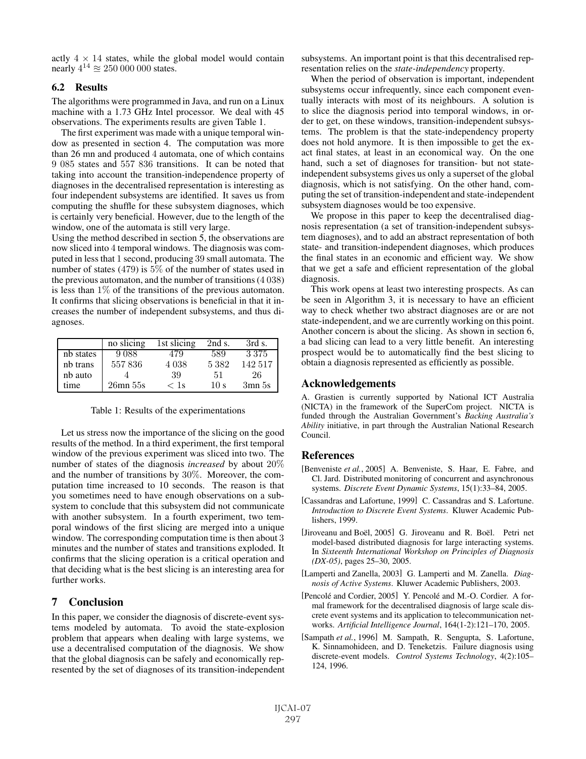actly $4 \times 14$ states, while the global model would contain nearly $4^{14} \approx 250\ 000\ 000$ states.

### 6.2 Results

The algorithms were programmed in Java, and run on a Linux machine with a 1.73 GHz Intel processor. We deal with 45 observations. The experiments results are given Table 1.

The first experiment was made with a unique temporal window as presented in section 4. The computation was more than 26 mn and produced 4 automata, one of which contains 9 085 states and 557 836 transitions. It can be noted that taking into account the transition-independence property of diagnoses in the decentralised representation is interesting as four independent subsystems are identified. It saves us from computing the shuffle for these subsystem diagnoses, which is certainly very beneficial. However, due to the length of the window, one of the automata is still very large.

Using the method described in section 5, the observations are now sliced into 4 temporal windows. The diagnosis was computed in less that 1 second, producing 39 small automata. The number of states (479) is 5% of the number of states used in the previous automaton, and the number of transitions (4 038) is less than 1% of the transitions of the previous automaton. It confirms that slicing observations is beneficial in that it increases the number of independent subsystems, and thus diagnoses.

| | no slicing | 1st slicing | 2nd s. | 3rd s. |
|---|---|---|---|---|
| nb states | 9 088 | 479 | 589 | 3 375 |
| nb trans | 557 836 | 4 038 | 5 382 | 142 517 |
| nb auto | 4 | 39 | 51 | 26 |
| time | 26mn 55s | < 1s | 10 s | 3mn 5s |

Table 1: Results of the experimentations

Let us stress now the importance of the slicing on the good results of the method. In a third experiment, the first temporal window of the previous experiment was sliced into two. The number of states of the diagnosis *increased* by about 20% and the number of transitions by 30%. Moreover, the computation time increased to 10 seconds. The reason is that you sometimes need to have enough observations on a subsystem to conclude that this subsystem did not communicate with another subsystem. In a fourth experiment, two temporal windows of the first slicing are merged into a unique window. The corresponding computation time is then about 3 minutes and the number of states and transitions exploded. It confirms that the slicing operation is a critical operation and that deciding what is the best slicing is an interesting area for further works.

## 7 Conclusion

In this paper, we consider the diagnosis of discrete-event systems modeled by automata. To avoid the state-explosion problem that appears when dealing with large systems, we use a decentralised computation of the diagnosis. We show that the global diagnosis can be safely and economically represented by the set of diagnoses of its transition-independent subsystems. An important point is that this decentralised representation relies on the *state-independency* property.

When the period of observation is important, independent subsystems occur infrequently, since each component eventually interacts with most of its neighbours. A solution is to slice the diagnosis period into temporal windows, in order to get, on these windows, transition-independent subsystems. The problem is that the state-independency property does not hold anymore. It is then impossible to get the exact final states, at least in an economical way. On the one hand, such a set of diagnoses for transition- but not state-independent subsystems gives us only a superset of the global diagnosis, which is not satisfying. On the other hand, computing the set of transition-independent and state-independent subsystem diagnoses would be too expensive.

We propose in this paper to keep the decentralised diagnosis representation (a set of transition-independent subsystem diagnoses), and to add an abstract representation of both state- and transition-independent diagnoses, which produces the final states in an economic and efficient way. We show that we get a safe and efficient representation of the global diagnosis.

This work opens at least two interesting prospects. As can be seen in Algorithm 3, it is necessary to have an efficient way to check whether two abstract diagnoses are or are not state-independent, and we are currently working on this point. Another concern is about the slicing. As shown in section 6, a bad slicing can lead to a very little benefit. An interesting prospect would be to automatically find the best slicing to obtain a diagnosis represented as efficiently as possible.

## Acknowledgements

A. Grastien is currently supported by National ICT Australia (NICTA) in the framework of the SuperCom project. NICTA is funded through the Australian Government's *Backing Australia's Ability* initiative, in part through the Australian National Research Council.

## References

[Benveniste *et al.*, 2005] A. Benveniste, S. Haar, E. Fabre, and Cl. Jard. Distributed monitoring of concurrent and asynchronous systems. *Discrete Event Dynamic Systems*, 15(1):33–84, 2005.

[Cassandras and Lafortune, 1999] C. Cassandras and S. Lafortune. *Introduction to Discrete Event Systems*. Kluwer Academic Publishers, 1999.

[Jiroveanu and Boël, 2005] G. Jiroveanu and R. Boël. Petri net model-based distributed diagnosis for large interacting systems. In *Sixteenth International Workshop on Principles of Diagnosis (DX-05)*, pages 25–30, 2005.

[Lamperti and Zanella, 2003] G. Lamperti and M. Zanella. *Diagnosis of Active Systems*. Kluwer Academic Publishers, 2003.

[Pencolé and Cordier, 2005] Y. Pencolé and M.-O. Cordier. A formal framework for the decentralised diagnosis of large scale discrete event systems and its application to telecommunication networks. *Artificial Intelligence Journal*, 164(1-2):121–170, 2005.

[Sampath *et al.*, 1996] M. Sampath, R. Sengupta, S. Lafortune, K. Sinnamohideen, and D. Teneketzis. Failure diagnosis using discrete-event models. *Control Systems Technology*, 4(2):105–124, 1996.